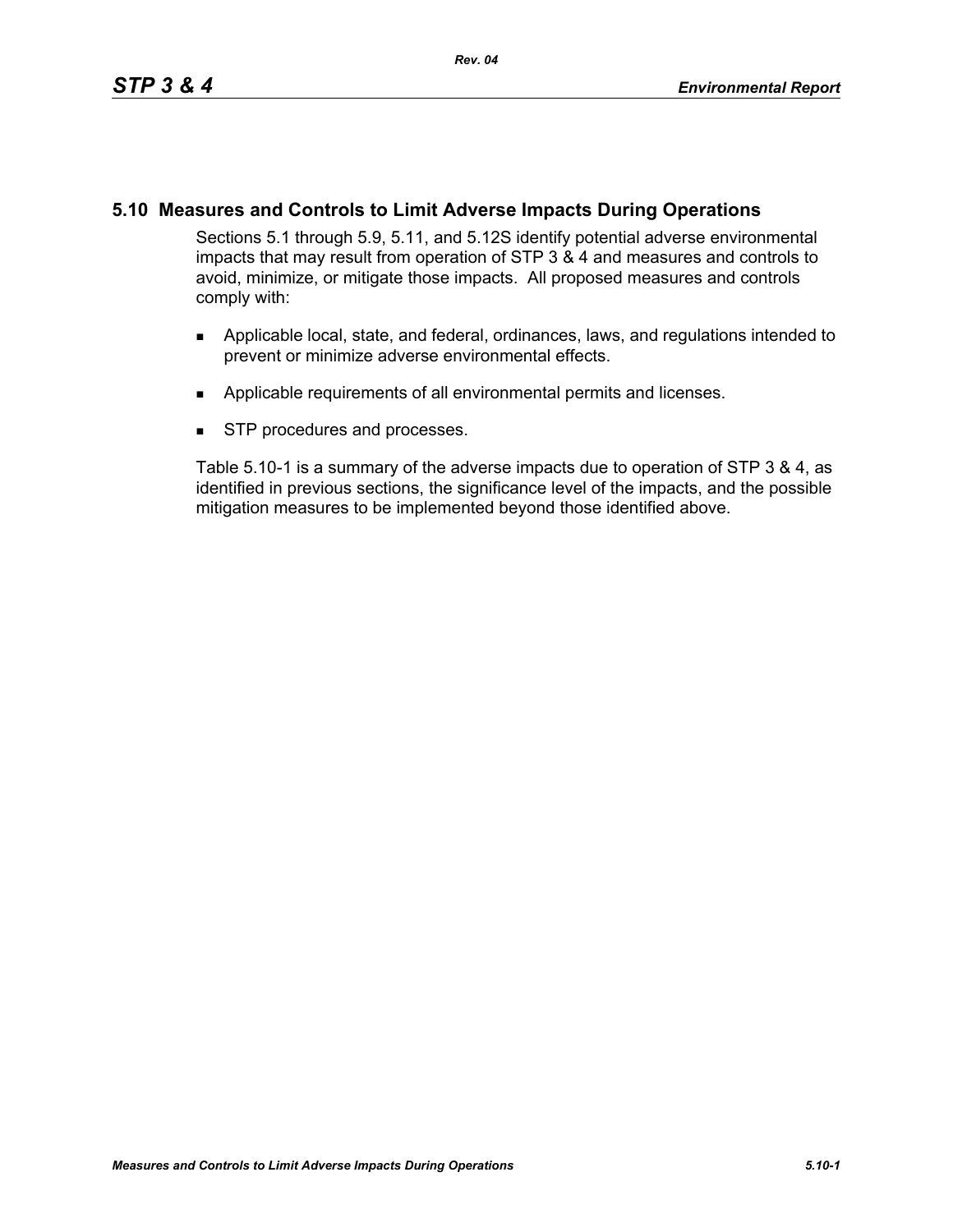## 5.10 Measures and Controls to Limit Adverse Impacts During Operations

Sections 5.1 through 5.9, 5.11, and 5.12S identify potential adverse environmental impacts that may result from operation of STP 3 & 4 and measures and controls to avoid, minimize, or mitigate those impacts. All proposed measures and controls comply with:

- Applicable local, state, and federal, ordinances, laws, and regulations intended to prevent or minimize adverse environmental effects.
- Applicable requirements of all environmental permits and licenses.
- STP procedures and processes.

Table 5.10-1 is a summary of the adverse impacts due to operation of STP 3 & 4, as identified in previous sections, the significance level of the impacts, and the possible mitigation measures to be implemented beyond those identified above.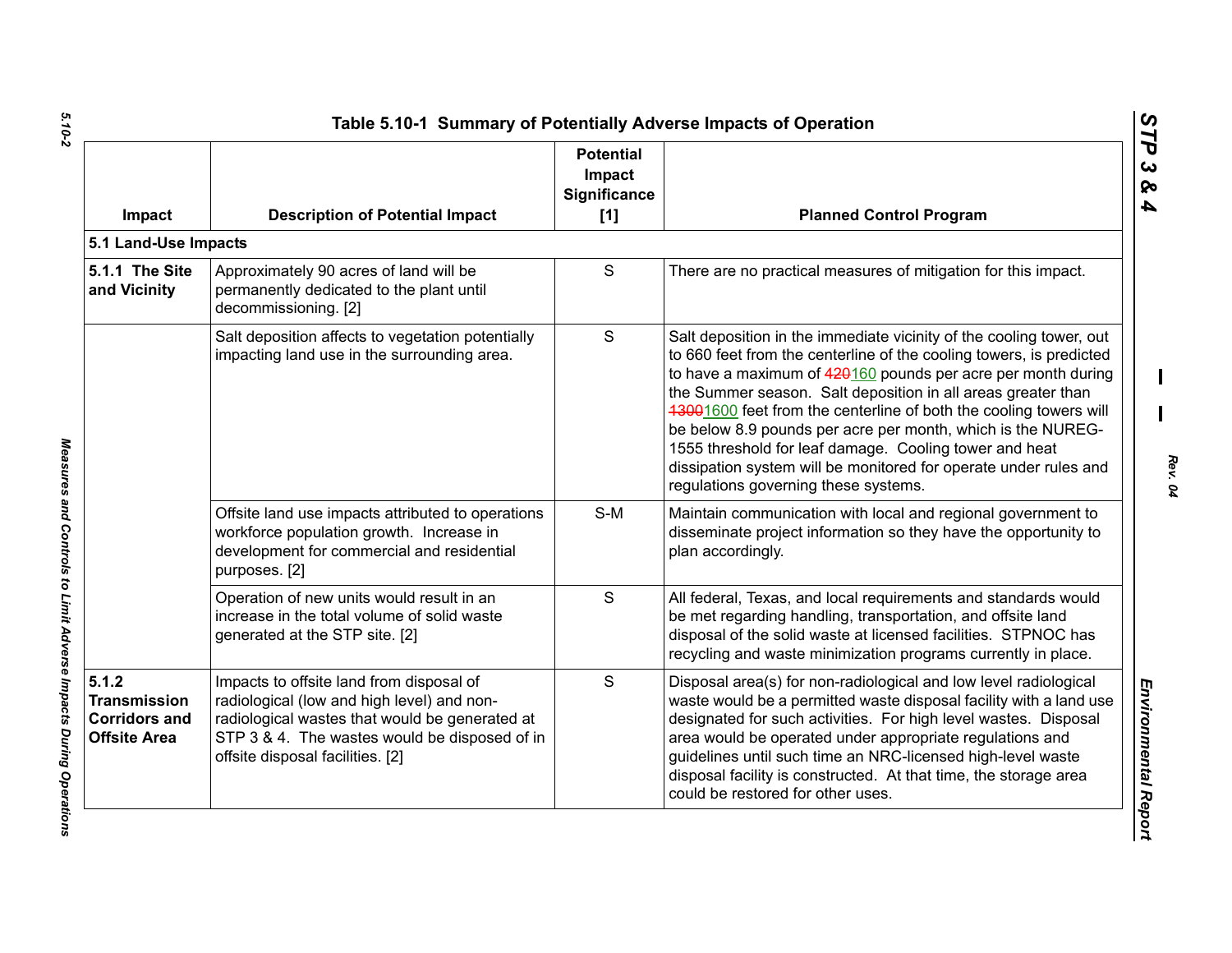## Table 5.10-1 Summary of Potentially Adverse Impacts of Operation

| Impact | Description of Potential Impact | Potential Impact Significance [1] | Planned Control Program |
|---|---|---|---|
| **5.1 Land-Use Impacts** | | | |
| **5.1.1 The Site and Vicinity** | Approximately 90 acres of land will be permanently dedicated to the plant until decommissioning. [2] | S | There are no practical measures of mitigation for this impact. |
| | Salt deposition affects to vegetation potentially impacting land use in the surrounding area. | S | Salt deposition in the immediate vicinity of the cooling tower, out to 660 feet from the centerline of the cooling towers, is predicted to have a maximum of ~~420~~160 pounds per acre per month during the Summer season. Salt deposition in all areas greater than ~~1300~~1600 feet from the centerline of both the cooling towers will be below 8.9 pounds per acre per month, which is the NUREG-1555 threshold for leaf damage. Cooling tower and heat dissipation system will be monitored for operate under rules and regulations governing these systems. |
| | Offsite land use impacts attributed to operations workforce population growth. Increase in development for commercial and residential purposes. [2] | S-M | Maintain communication with local and regional government to disseminate project information so they have the opportunity to plan accordingly. |
| | Operation of new units would result in an increase in the total volume of solid waste generated at the STP site. [2] | S | All federal, Texas, and local requirements and standards would be met regarding handling, transportation, and offsite land disposal of the solid waste at licensed facilities. STPNOC has recycling and waste minimization programs currently in place. |
| **5.1.2 Transmission Corridors and Offsite Area** | Impacts to offsite land from disposal of radiological (low and high level) and non-radiological wastes that would be generated at STP 3 & 4. The wastes would be disposed of in offsite disposal facilities. [2] | S | Disposal area(s) for non-radiological and low level radiological waste would be a permitted waste disposal facility with a land use designated for such activities. For high level wastes. Disposal area would be operated under appropriate regulations and guidelines until such time an NRC-licensed high-level waste disposal facility is constructed. At that time, the storage area could be restored for other uses. |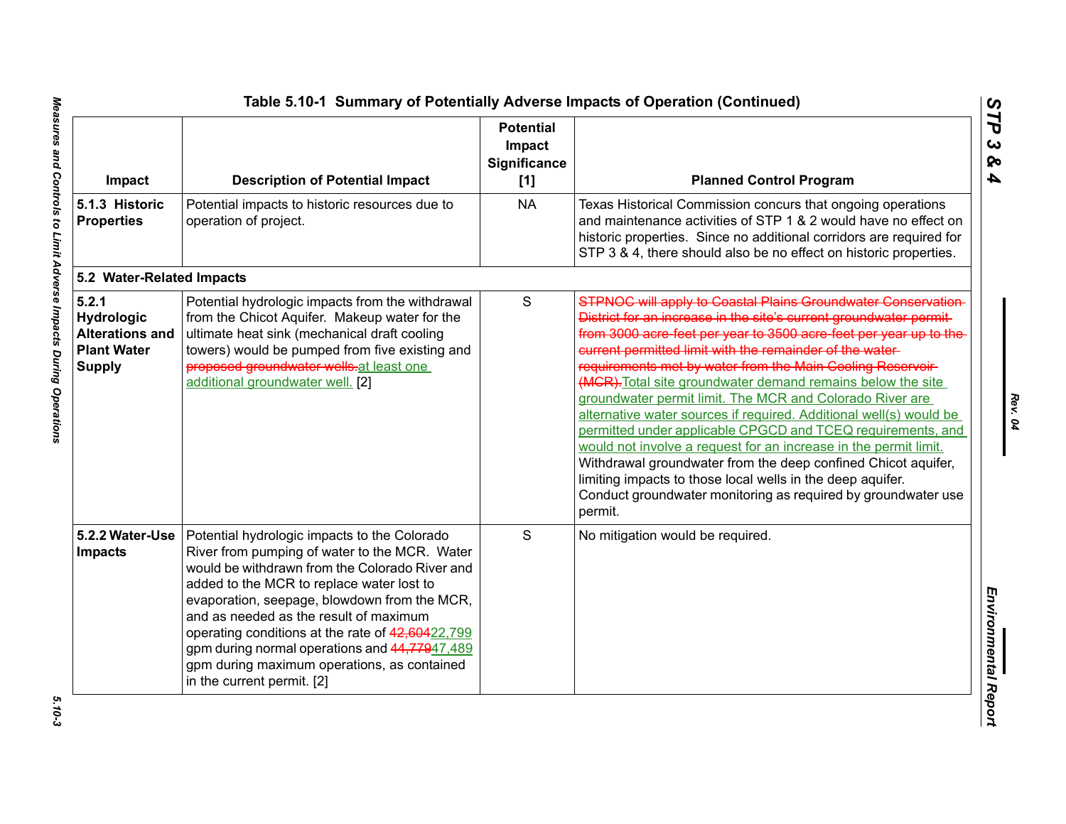**Table 5.10-1 Summary of Potentially Adverse Impacts of Operation (Continued)**

| Impact | Description of Potential Impact | Potential Impact Significance [1] | Planned Control Program |
|---|---|---|---|
| **5.1.3 Historic Properties** | Potential impacts to historic resources due to operation of project. | NA | Texas Historical Commission concurs that ongoing operations and maintenance activities of STP 1 & 2 would have no effect on historic properties. Since no additional corridors are required for STP 3 & 4, there should also be no effect on historic properties. |
| **5.2 Water-Related Impacts** | | | |
| **5.2.1 Hydrologic Alterations and Plant Water Supply** | Potential hydrologic impacts from the withdrawal from the Chicot Aquifer. Makeup water for the ultimate heat sink (mechanical draft cooling towers) would be pumped from five existing and ~~proposed groundwater wells.~~ at least one additional groundwater well. [2] | S | ~~STPNOC will apply to Coastal Plains Groundwater Conservation District for an increase in the site's current groundwater permit from 3000 acre-feet per year to 3500 acre-feet per year up to the current permitted limit with the remainder of the water requirements met by water from the Main Cooling Reservoir (MCR).~~ Total site groundwater demand remains below the site groundwater permit limit. The MCR and Colorado River are alternative water sources if required. Additional well(s) would be permitted under applicable CPGCD and TCEQ requirements, and would not involve a request for an increase in the permit limit. Withdrawal groundwater from the deep confined Chicot aquifer, limiting impacts to those local wells in the deep aquifer. Conduct groundwater monitoring as required by groundwater use permit. |
| **5.2.2 Water-Use Impacts** | Potential hydrologic impacts to the Colorado River from pumping of water to the MCR. Water would be withdrawn from the Colorado River and added to the MCR to replace water lost to evaporation, seepage, blowdown from the MCR, and as needed as the result of maximum operating conditions at the rate of ~~42,604~~ 22,799 gpm during normal operations and ~~44,779~~ 47,489 gpm during maximum operations, as contained in the current permit. [2] | S | No mitigation would be required. |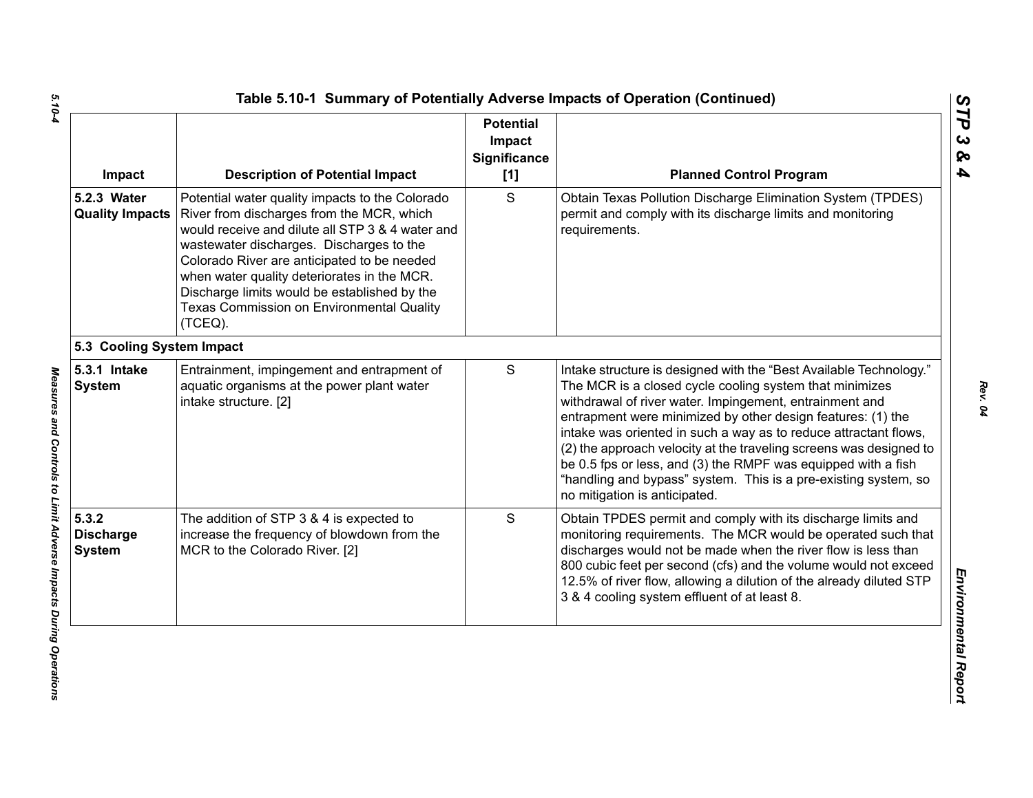## Table 5.10-1 Summary of Potentially Adverse Impacts of Operation (Continued)

| Impact | Description of Potential Impact | Potential Impact Significance [1] | Planned Control Program |
|---|---|---|---|
| **5.2.3 Water Quality Impacts** | Potential water quality impacts to the Colorado River from discharges from the MCR, which would receive and dilute all STP 3 & 4 water and wastewater discharges. Discharges to the Colorado River are anticipated to be needed when water quality deteriorates in the MCR. Discharge limits would be established by the Texas Commission on Environmental Quality (TCEQ). | S | Obtain Texas Pollution Discharge Elimination System (TPDES) permit and comply with its discharge limits and monitoring requirements. |
| **5.3 Cooling System Impact** | | | |
| **5.3.1 Intake System** | Entrainment, impingement and entrapment of aquatic organisms at the power plant water intake structure. [2] | S | Intake structure is designed with the "Best Available Technology." The MCR is a closed cycle cooling system that minimizes withdrawal of river water. Impingement, entrainment and entrapment were minimized by other design features: (1) the intake was oriented in such a way as to reduce attractant flows, (2) the approach velocity at the traveling screens was designed to be 0.5 fps or less, and (3) the RMPF was equipped with a fish "handling and bypass" system. This is a pre-existing system, so no mitigation is anticipated. |
| **5.3.2 Discharge System** | The addition of STP 3 & 4 is expected to increase the frequency of blowdown from the MCR to the Colorado River. [2] | S | Obtain TPDES permit and comply with its discharge limits and monitoring requirements. The MCR would be operated such that discharges would not be made when the river flow is less than 800 cubic feet per second (cfs) and the volume would not exceed 12.5% of river flow, allowing a dilution of the already diluted STP 3 & 4 cooling system effluent of at least 8. |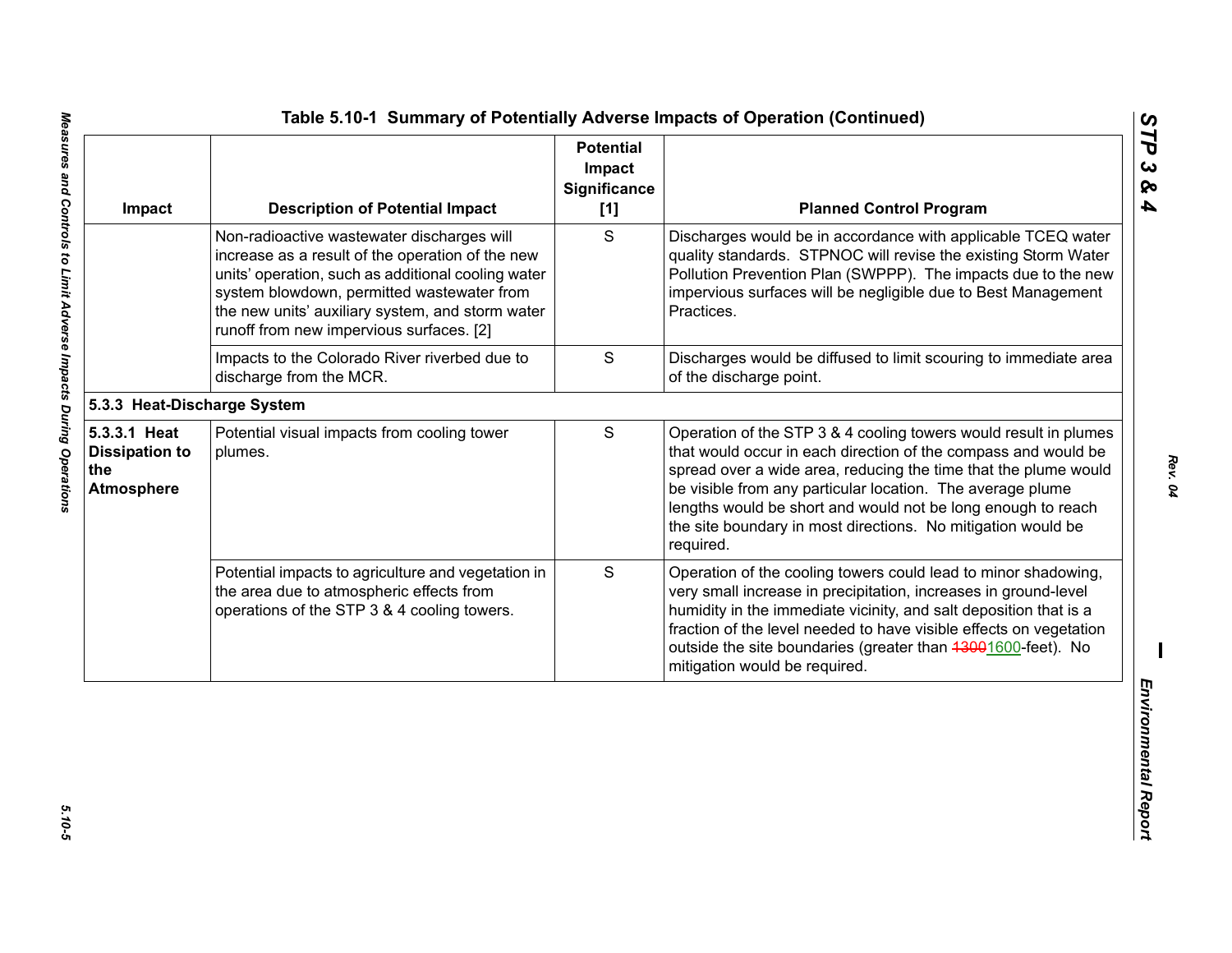**Table 5.10-1 Summary of Potentially Adverse Impacts of Operation (Continued)**

| Impact | Description of Potential Impact | Potential Impact Significance [1] | Planned Control Program |
|---|---|---|---|
| | Non-radioactive wastewater discharges will increase as a result of the operation of the new units' operation, such as additional cooling water system blowdown, permitted wastewater from the new units' auxiliary system, and storm water runoff from new impervious surfaces. [2] | S | Discharges would be in accordance with applicable TCEQ water quality standards. STPNOC will revise the existing Storm Water Pollution Prevention Plan (SWPPP). The impacts due to the new impervious surfaces will be negligible due to Best Management Practices. |
| | Impacts to the Colorado River riverbed due to discharge from the MCR. | S | Discharges would be diffused to limit scouring to immediate area of the discharge point. |
| **5.3.3 Heat-Discharge System** | | | |
| **5.3.3.1 Heat Dissipation to the Atmosphere** | Potential visual impacts from cooling tower plumes. | S | Operation of the STP 3 & 4 cooling towers would result in plumes that would occur in each direction of the compass and would be spread over a wide area, reducing the time that the plume would be visible from any particular location. The average plume lengths would be short and would not be long enough to reach the site boundary in most directions. No mitigation would be required. |
| | Potential impacts to agriculture and vegetation in the area due to atmospheric effects from operations of the STP 3 & 4 cooling towers. | S | Operation of the cooling towers could lead to minor shadowing, very small increase in precipitation, increases in ground-level humidity in the immediate vicinity, and salt deposition that is a fraction of the level needed to have visible effects on vegetation outside the site boundaries (greater than ~~1300~~1600-feet). No mitigation would be required. |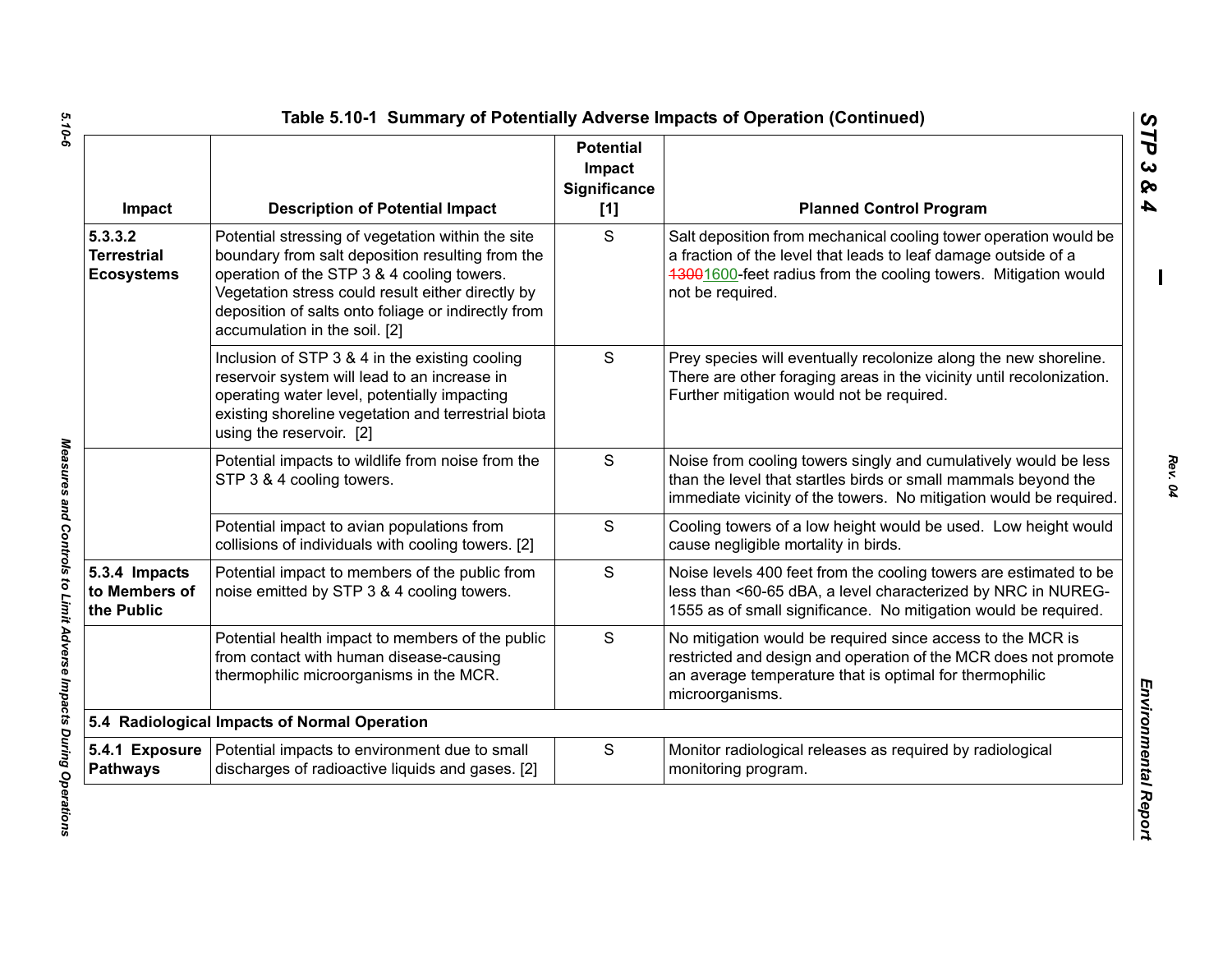## Table 5.10-1 Summary of Potentially Adverse Impacts of Operation (Continued)

| Impact | Description of Potential Impact | Potential Impact Significance [1] | Planned Control Program |
|---|---|---|---|
| **5.3.3.2 Terrestrial Ecosystems** | Potential stressing of vegetation within the site boundary from salt deposition resulting from the operation of the STP 3 & 4 cooling towers. Vegetation stress could result either directly by deposition of salts onto foliage or indirectly from accumulation in the soil. [2] | S | Salt deposition from mechanical cooling tower operation would be a fraction of the level that leads to leaf damage outside of a ~~1300~~1600-feet radius from the cooling towers. Mitigation would not be required. |
| | Inclusion of STP 3 & 4 in the existing cooling reservoir system will lead to an increase in operating water level, potentially impacting existing shoreline vegetation and terrestrial biota using the reservoir. [2] | S | Prey species will eventually recolonize along the new shoreline. There are other foraging areas in the vicinity until recolonization. Further mitigation would not be required. |
| | Potential impacts to wildlife from noise from the STP 3 & 4 cooling towers. | S | Noise from cooling towers singly and cumulatively would be less than the level that startles birds or small mammals beyond the immediate vicinity of the towers. No mitigation would be required. |
| | Potential impact to avian populations from collisions of individuals with cooling towers. [2] | S | Cooling towers of a low height would be used. Low height would cause negligible mortality in birds. |
| **5.3.4 Impacts to Members of the Public** | Potential impact to members of the public from noise emitted by STP 3 & 4 cooling towers. | S | Noise levels 400 feet from the cooling towers are estimated to be less than <60-65 dBA, a level characterized by NRC in NUREG-1555 as of small significance. No mitigation would be required. |
| | Potential health impact to members of the public from contact with human disease-causing thermophilic microorganisms in the MCR. | S | No mitigation would be required since access to the MCR is restricted and design and operation of the MCR does not promote an average temperature that is optimal for thermophilic microorganisms. |
| **5.4 Radiological Impacts of Normal Operation** | | | |
| **5.4.1 Exposure Pathways** | Potential impacts to environment due to small discharges of radioactive liquids and gases. [2] | S | Monitor radiological releases as required by radiological monitoring program. |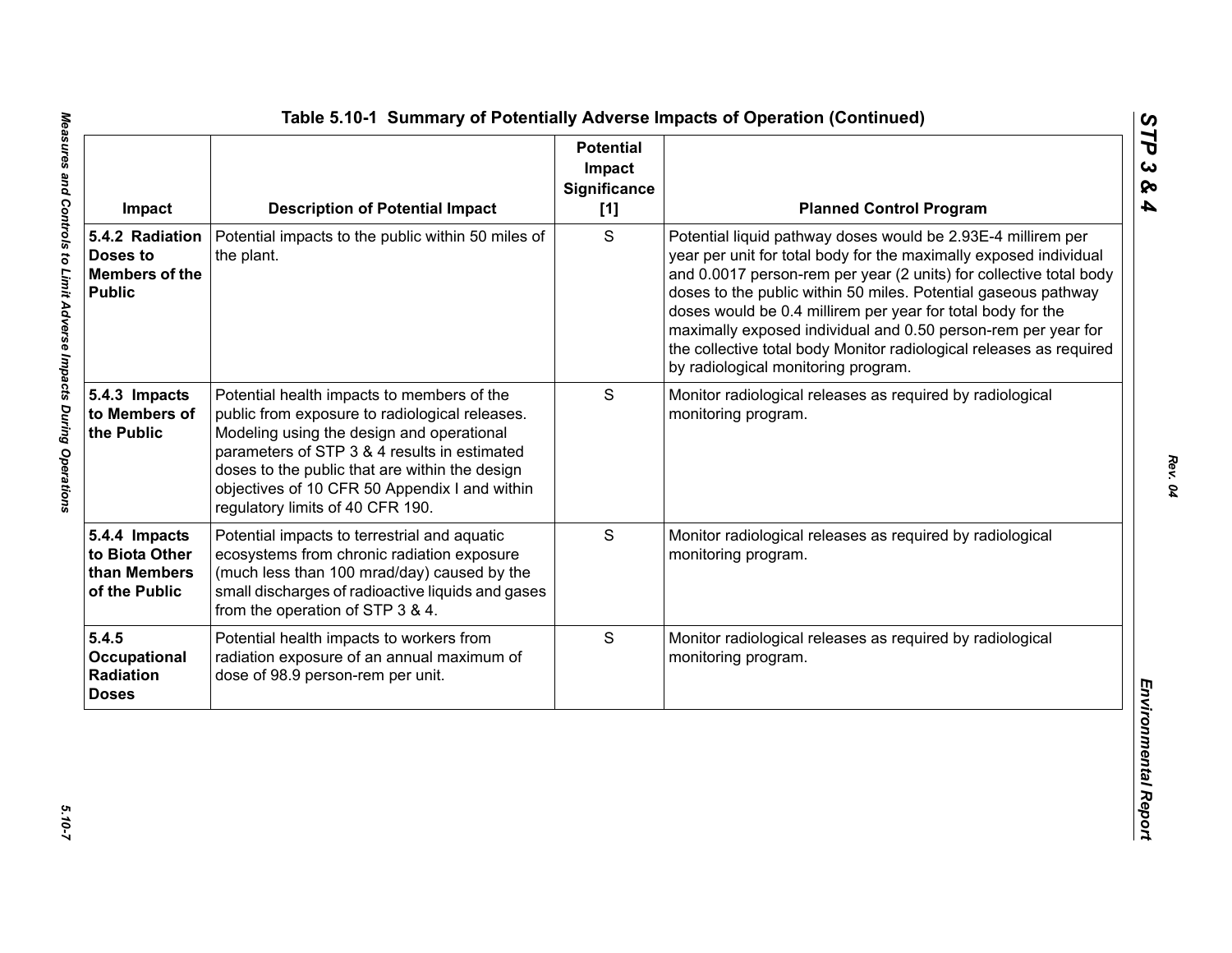## Table 5.10-1 Summary of Potentially Adverse Impacts of Operation (Continued)

| Impact | Description of Potential Impact | Potential Impact Significance [1] | Planned Control Program |
|---|---|---|---|
| **5.4.2 Radiation Doses to Members of the Public** | Potential impacts to the public within 50 miles of the plant. | S | Potential liquid pathway doses would be 2.93E-4 millirem per year per unit for total body for the maximally exposed individual and 0.0017 person-rem per year (2 units) for collective total body doses to the public within 50 miles. Potential gaseous pathway doses would be 0.4 millirem per year for total body for the maximally exposed individual and 0.50 person-rem per year for the collective total body Monitor radiological releases as required by radiological monitoring program. |
| **5.4.3 Impacts to Members of the Public** | Potential health impacts to members of the public from exposure to radiological releases. Modeling using the design and operational parameters of STP 3 & 4 results in estimated doses to the public that are within the design objectives of 10 CFR 50 Appendix I and within regulatory limits of 40 CFR 190. | S | Monitor radiological releases as required by radiological monitoring program. |
| **5.4.4 Impacts to Biota Other than Members of the Public** | Potential impacts to terrestrial and aquatic ecosystems from chronic radiation exposure (much less than 100 mrad/day) caused by the small discharges of radioactive liquids and gases from the operation of STP 3 & 4. | S | Monitor radiological releases as required by radiological monitoring program. |
| **5.4.5 Occupational Radiation Doses** | Potential health impacts to workers from radiation exposure of an annual maximum of dose of 98.9 person-rem per unit. | S | Monitor radiological releases as required by radiological monitoring program. |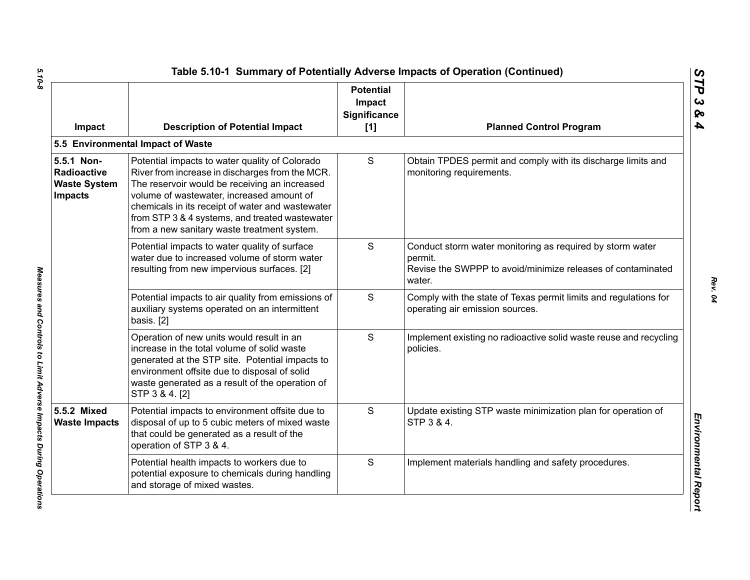**Table 5.10-1 Summary of Potentially Adverse Impacts of Operation (Continued)**

| Impact | Description of Potential Impact | Potential Impact Significance [1] | Planned Control Program |
|---|---|---|---|
| **5.5 Environmental Impact of Waste** | | | |
| **5.5.1 Non-Radioactive Waste System Impacts** | Potential impacts to water quality of Colorado River from increase in discharges from the MCR. The reservoir would be receiving an increased volume of wastewater, increased amount of chemicals in its receipt of water and wastewater from STP 3 & 4 systems, and treated wastewater from a new sanitary waste treatment system. | S | Obtain TPDES permit and comply with its discharge limits and monitoring requirements. |
| | Potential impacts to water quality of surface water due to increased volume of storm water resulting from new impervious surfaces. [2] | S | Conduct storm water monitoring as required by storm water permit.<br>Revise the SWPPP to avoid/minimize releases of contaminated water. |
| | Potential impacts to air quality from emissions of auxiliary systems operated on an intermittent basis. [2] | S | Comply with the state of Texas permit limits and regulations for operating air emission sources. |
| | Operation of new units would result in an increase in the total volume of solid waste generated at the STP site. Potential impacts to environment offsite due to disposal of solid waste generated as a result of the operation of STP 3 & 4. [2] | S | Implement existing no radioactive solid waste reuse and recycling policies. |
| **5.5.2 Mixed Waste Impacts** | Potential impacts to environment offsite due to disposal of up to 5 cubic meters of mixed waste that could be generated as a result of the operation of STP 3 & 4. | S | Update existing STP waste minimization plan for operation of STP 3 & 4. |
| | Potential health impacts to workers due to potential exposure to chemicals during handling and storage of mixed wastes. | S | Implement materials handling and safety procedures. |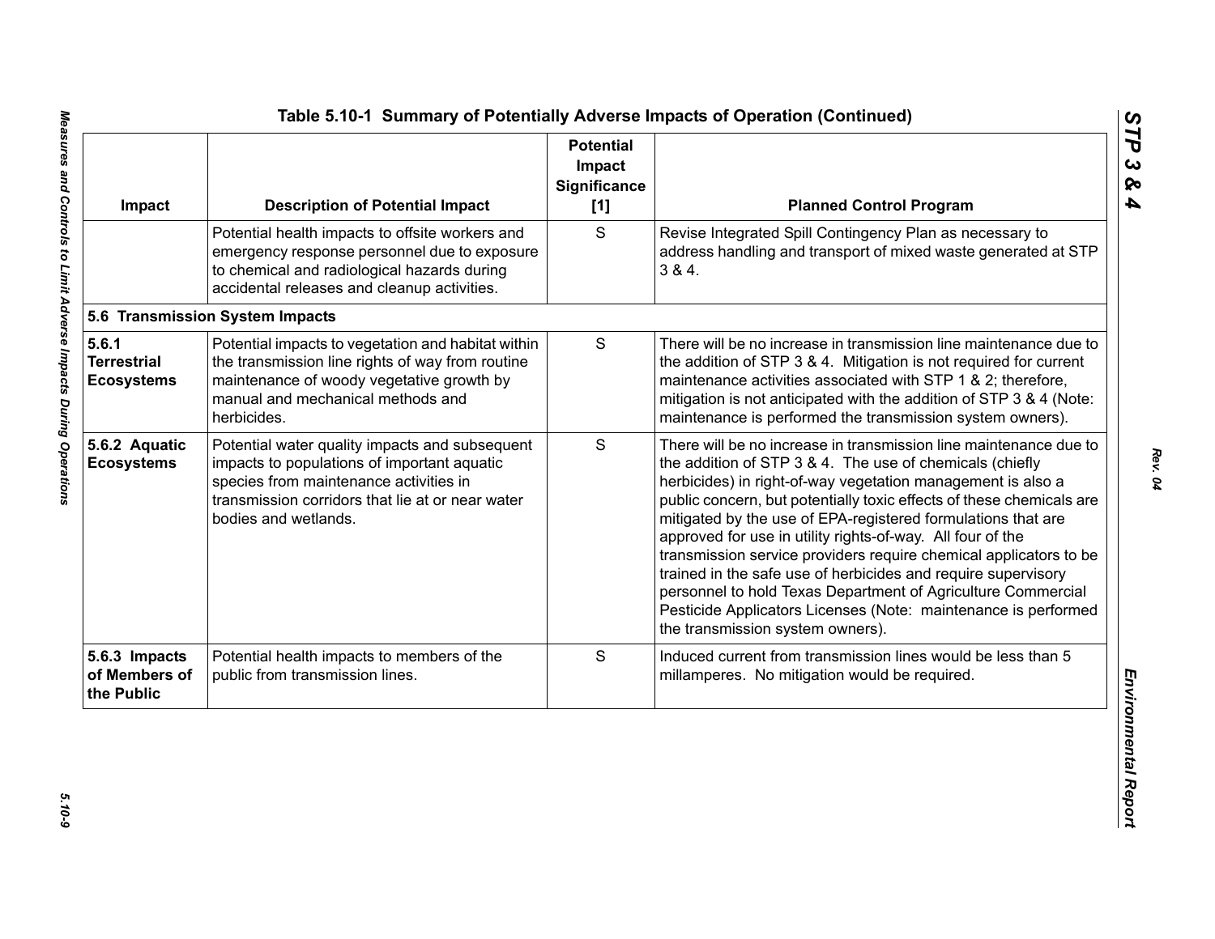## Table 5.10-1 Summary of Potentially Adverse Impacts of Operation (Continued)

| Impact | Description of Potential Impact | Potential Impact Significance [1] | Planned Control Program |
|---|---|---|---|
| | Potential health impacts to offsite workers and emergency response personnel due to exposure to chemical and radiological hazards during accidental releases and cleanup activities. | S | Revise Integrated Spill Contingency Plan as necessary to address handling and transport of mixed waste generated at STP 3 & 4. |
| **5.6 Transmission System Impacts** | | | |
| **5.6.1 Terrestrial Ecosystems** | Potential impacts to vegetation and habitat within the transmission line rights of way from routine maintenance of woody vegetative growth by manual and mechanical methods and herbicides. | S | There will be no increase in transmission line maintenance due to the addition of STP 3 & 4. Mitigation is not required for current maintenance activities associated with STP 1 & 2; therefore, mitigation is not anticipated with the addition of STP 3 & 4 (Note: maintenance is performed the transmission system owners). |
| **5.6.2 Aquatic Ecosystems** | Potential water quality impacts and subsequent impacts to populations of important aquatic species from maintenance activities in transmission corridors that lie at or near water bodies and wetlands. | S | There will be no increase in transmission line maintenance due to the addition of STP 3 & 4. The use of chemicals (chiefly herbicides) in right-of-way vegetation management is also a public concern, but potentially toxic effects of these chemicals are mitigated by the use of EPA-registered formulations that are approved for use in utility rights-of-way. All four of the transmission service providers require chemical applicators to be trained in the safe use of herbicides and require supervisory personnel to hold Texas Department of Agriculture Commercial Pesticide Applicators Licenses (Note: maintenance is performed the transmission system owners). |
| **5.6.3 Impacts of Members of the Public** | Potential health impacts to members of the public from transmission lines. | S | Induced current from transmission lines would be less than 5 millamperes. No mitigation would be required. |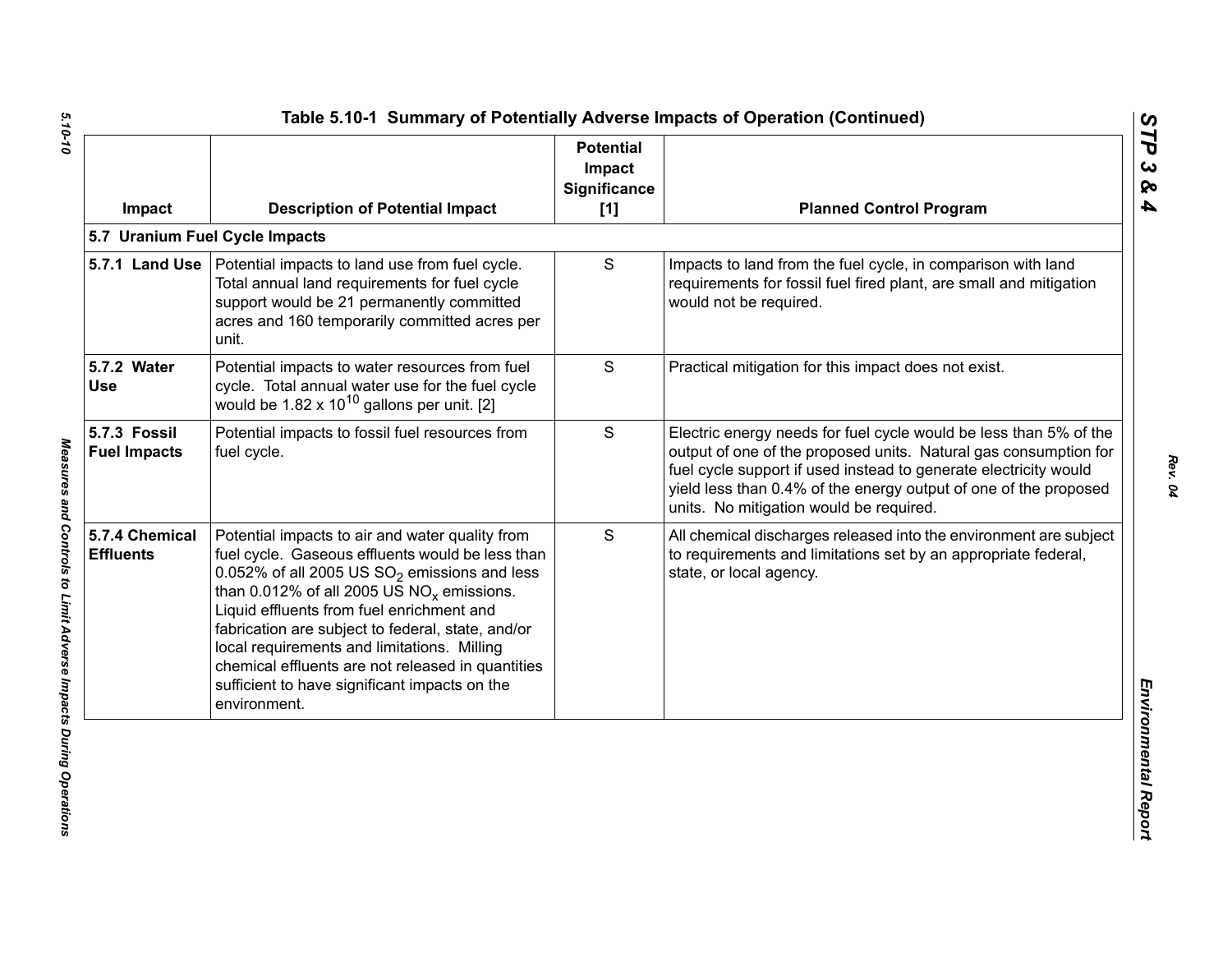## Table 5.10-1 Summary of Potentially Adverse Impacts of Operation (Continued)

| Impact | Description of Potential Impact | Potential Impact Significance [1] | Planned Control Program |
|---|---|---|---|
| **5.7 Uranium Fuel Cycle Impacts** | | | |
| **5.7.1 Land Use** | Potential impacts to land use from fuel cycle. Total annual land requirements for fuel cycle support would be 21 permanently committed acres and 160 temporarily committed acres per unit. | S | Impacts to land from the fuel cycle, in comparison with land requirements for fossil fuel fired plant, are small and mitigation would not be required. |
| **5.7.2 Water Use** | Potential impacts to water resources from fuel cycle. Total annual water use for the fuel cycle would be $1.82 \times 10^{10}$ gallons per unit. [2] | S | Practical mitigation for this impact does not exist. |
| **5.7.3 Fossil Fuel Impacts** | Potential impacts to fossil fuel resources from fuel cycle. | S | Electric energy needs for fuel cycle would be less than 5% of the output of one of the proposed units. Natural gas consumption for fuel cycle support if used instead to generate electricity would yield less than 0.4% of the energy output of one of the proposed units. No mitigation would be required. |
| **5.7.4 Chemical Effluents** | Potential impacts to air and water quality from fuel cycle. Gaseous effluents would be less than 0.052% of all 2005 US $SO_2$ emissions and less than 0.012% of all 2005 US $NO_x$ emissions. Liquid effluents from fuel enrichment and fabrication are subject to federal, state, and/or local requirements and limitations. Milling chemical effluents are not released in quantities sufficient to have significant impacts on the environment. | S | All chemical discharges released into the environment are subject to requirements and limitations set by an appropriate federal, state, or local agency. |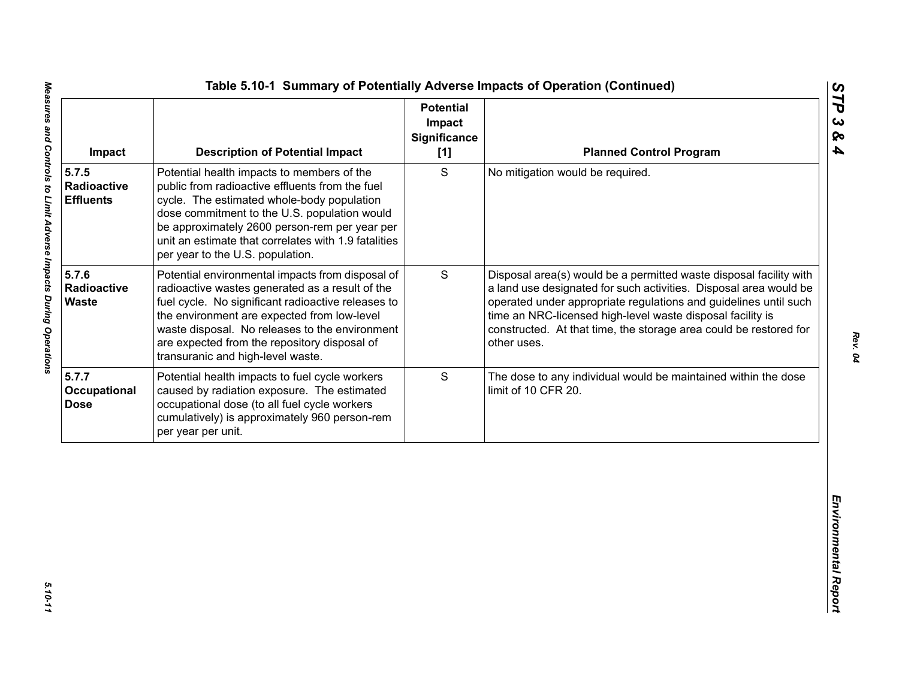## Table 5.10-1 Summary of Potentially Adverse Impacts of Operation (Continued)

| Impact | Description of Potential Impact | Potential Impact Significance [1] | Planned Control Program |
|---|---|---|---|
| **5.7.5 Radioactive Effluents** | Potential health impacts to members of the public from radioactive effluents from the fuel cycle. The estimated whole-body population dose commitment to the U.S. population would be approximately 2600 person-rem per year per unit an estimate that correlates with 1.9 fatalities per year to the U.S. population. | S | No mitigation would be required. |
| **5.7.6 Radioactive Waste** | Potential environmental impacts from disposal of radioactive wastes generated as a result of the fuel cycle. No significant radioactive releases to the environment are expected from low-level waste disposal. No releases to the environment are expected from the repository disposal of transuranic and high-level waste. | S | Disposal area(s) would be a permitted waste disposal facility with a land use designated for such activities. Disposal area would be operated under appropriate regulations and guidelines until such time an NRC-licensed high-level waste disposal facility is constructed. At that time, the storage area could be restored for other uses. |
| **5.7.7 Occupational Dose** | Potential health impacts to fuel cycle workers caused by radiation exposure. The estimated occupational dose (to all fuel cycle workers cumulatively) is approximately 960 person-rem per year per unit. | S | The dose to any individual would be maintained within the dose limit of 10 CFR 20. |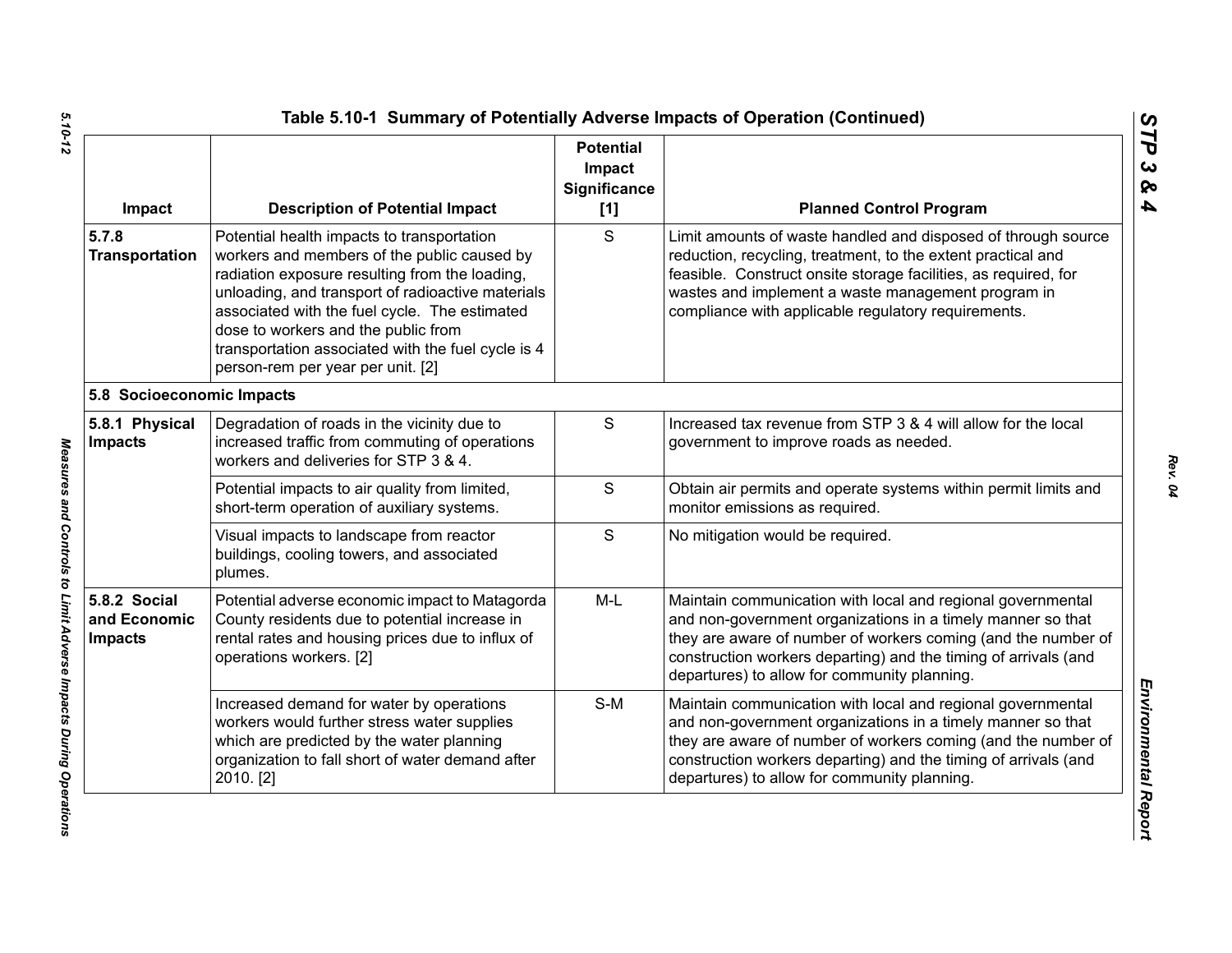## Table 5.10-1 Summary of Potentially Adverse Impacts of Operation (Continued)

| Impact | Description of Potential Impact | Potential Impact Significance [1] | Planned Control Program |
|---|---|---|---|
| **5.7.8 Transportation** | Potential health impacts to transportation workers and members of the public caused by radiation exposure resulting from the loading, unloading, and transport of radioactive materials associated with the fuel cycle. The estimated dose to workers and the public from transportation associated with the fuel cycle is 4 person-rem per year per unit. [2] | S | Limit amounts of waste handled and disposed of through source reduction, recycling, treatment, to the extent practical and feasible. Construct onsite storage facilities, as required, for wastes and implement a waste management program in compliance with applicable regulatory requirements. |
| **5.8 Socioeconomic Impacts** | | | |
| **5.8.1 Physical Impacts** | Degradation of roads in the vicinity due to increased traffic from commuting of operations workers and deliveries for STP 3 & 4. | S | Increased tax revenue from STP 3 & 4 will allow for the local government to improve roads as needed. |
| | Potential impacts to air quality from limited, short-term operation of auxiliary systems. | S | Obtain air permits and operate systems within permit limits and monitor emissions as required. |
| | Visual impacts to landscape from reactor buildings, cooling towers, and associated plumes. | S | No mitigation would be required. |
| **5.8.2 Social and Economic Impacts** | Potential adverse economic impact to Matagorda County residents due to potential increase in rental rates and housing prices due to influx of operations workers. [2] | M-L | Maintain communication with local and regional governmental and non-government organizations in a timely manner so that they are aware of number of workers coming (and the number of construction workers departing) and the timing of arrivals (and departures) to allow for community planning. |
| | Increased demand for water by operations workers would further stress water supplies which are predicted by the water planning organization to fall short of water demand after 2010. [2] | S-M | Maintain communication with local and regional governmental and non-government organizations in a timely manner so that they are aware of number of workers coming (and the number of construction workers departing) and the timing of arrivals (and departures) to allow for community planning. |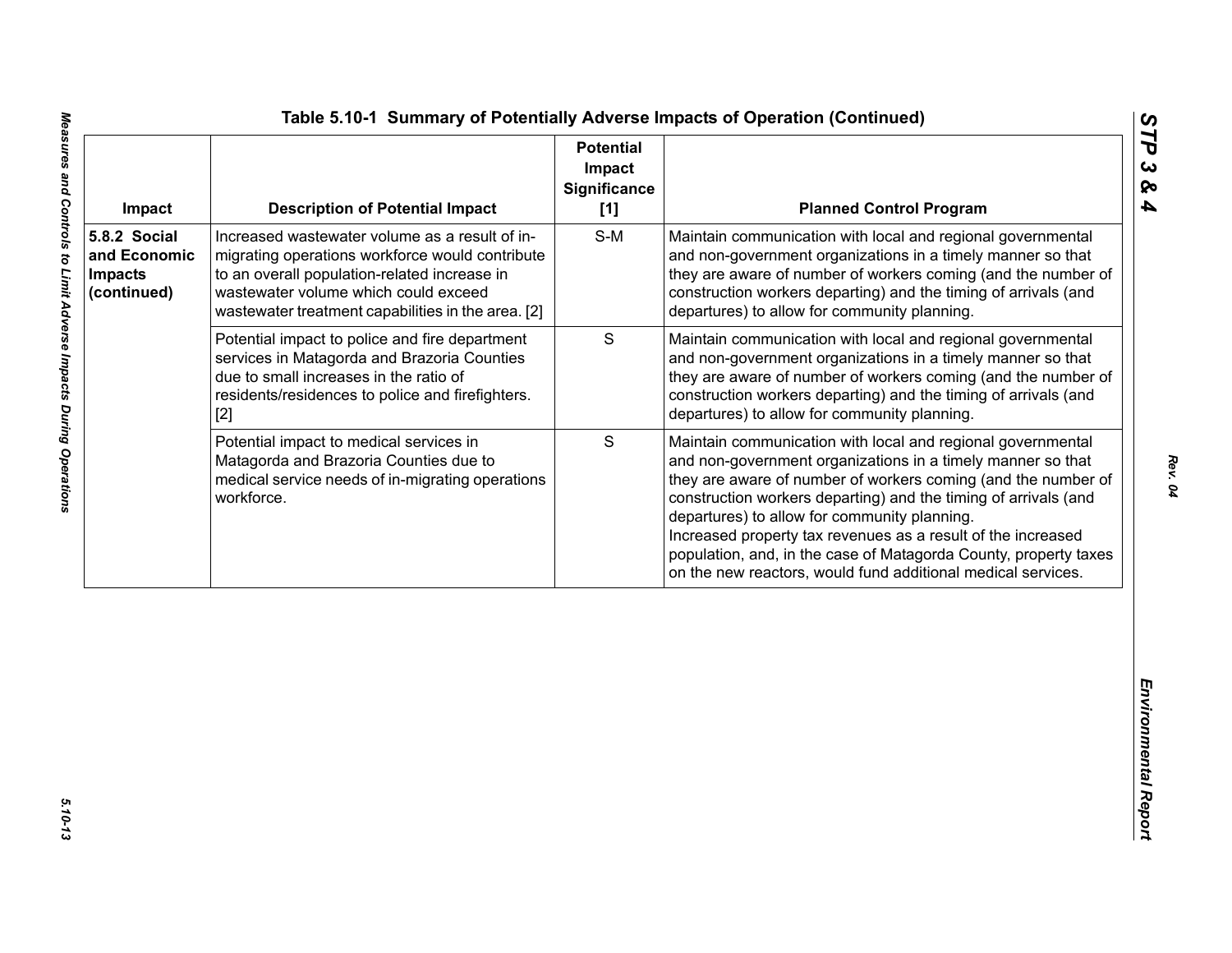# Table 5.10-1 Summary of Potentially Adverse Impacts of Operation (Continued)

| Impact | Description of Potential Impact | Potential Impact Significance [1] | Planned Control Program |
|---|---|---|---|
| **5.8.2 Social and Economic Impacts (continued)** | Increased wastewater volume as a result of in-migrating operations workforce would contribute to an overall population-related increase in wastewater volume which could exceed wastewater treatment capabilities in the area. [2] | S-M | Maintain communication with local and regional governmental and non-government organizations in a timely manner so that they are aware of number of workers coming (and the number of construction workers departing) and the timing of arrivals (and departures) to allow for community planning. |
| | Potential impact to police and fire department services in Matagorda and Brazoria Counties due to small increases in the ratio of residents/residences to police and firefighters. [2] | S | Maintain communication with local and regional governmental and non-government organizations in a timely manner so that they are aware of number of workers coming (and the number of construction workers departing) and the timing of arrivals (and departures) to allow for community planning. |
| | Potential impact to medical services in Matagorda and Brazoria Counties due to medical service needs of in-migrating operations workforce. | S | Maintain communication with local and regional governmental and non-government organizations in a timely manner so that they are aware of number of workers coming (and the number of construction workers departing) and the timing of arrivals (and departures) to allow for community planning. Increased property tax revenues as a result of the increased population, and, in the case of Matagorda County, property taxes on the new reactors, would fund additional medical services. |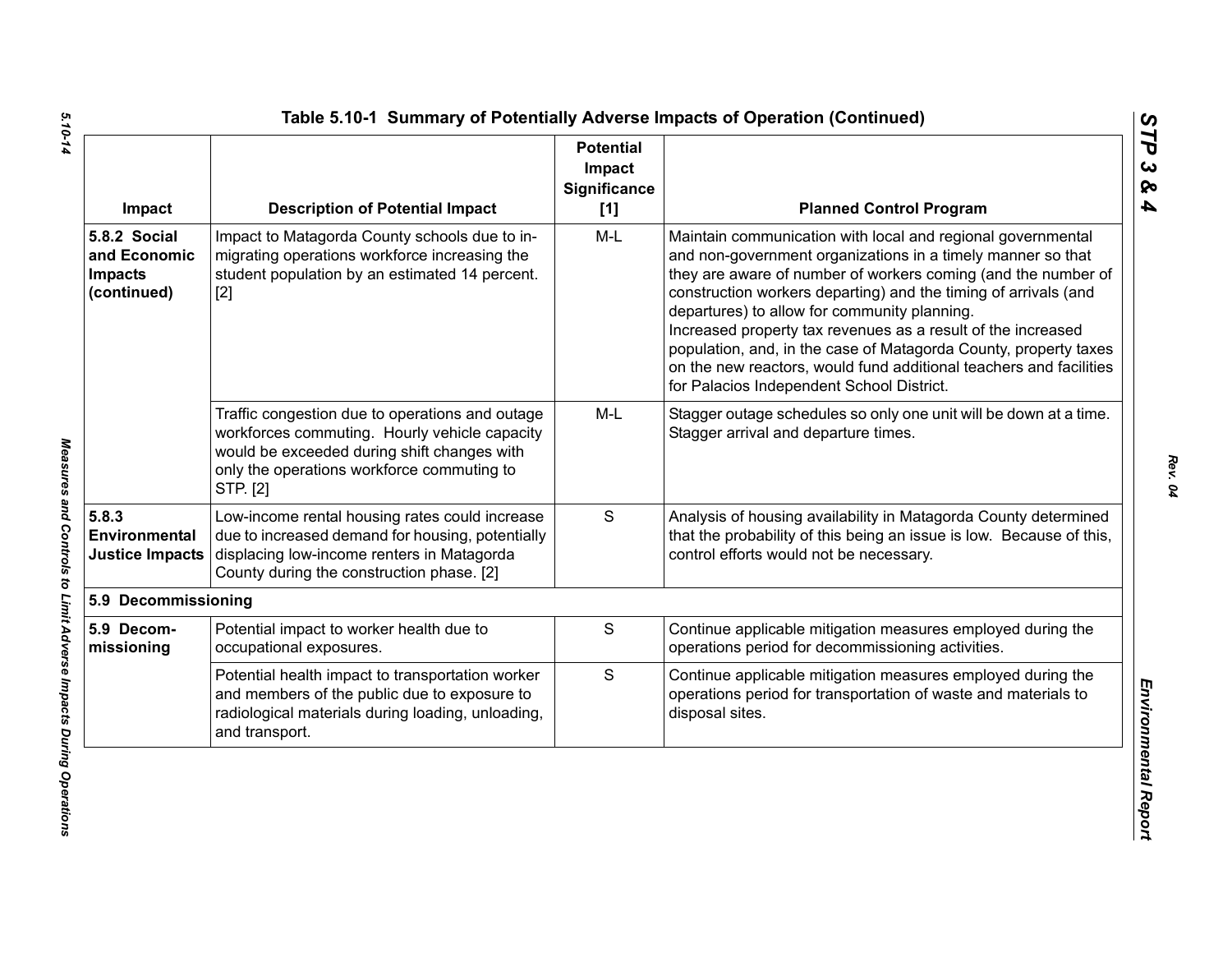## Table 5.10-1 Summary of Potentially Adverse Impacts of Operation (Continued)

| Impact | Description of Potential Impact | Potential Impact Significance [1] | Planned Control Program |
|---|---|---|---|
| **5.8.2 Social and Economic Impacts (continued)** | Impact to Matagorda County schools due to in-migrating operations workforce increasing the student population by an estimated 14 percent. [2] | M-L | Maintain communication with local and regional governmental and non-government organizations in a timely manner so that they are aware of number of workers coming (and the number of construction workers departing) and the timing of arrivals (and departures) to allow for community planning.<br>Increased property tax revenues as a result of the increased population, and, in the case of Matagorda County, property taxes on the new reactors, would fund additional teachers and facilities for Palacios Independent School District. |
| | Traffic congestion due to operations and outage workforces commuting. Hourly vehicle capacity would be exceeded during shift changes with only the operations workforce commuting to STP. [2] | M-L | Stagger outage schedules so only one unit will be down at a time. Stagger arrival and departure times. |
| **5.8.3 Environmental Justice Impacts** | Low-income rental housing rates could increase due to increased demand for housing, potentially displacing low-income renters in Matagorda County during the construction phase. [2] | S | Analysis of housing availability in Matagorda County determined that the probability of this being an issue is low. Because of this, control efforts would not be necessary. |
| **5.9 Decommissioning** | | | |
| **5.9 Decom-missioning** | Potential impact to worker health due to occupational exposures. | S | Continue applicable mitigation measures employed during the operations period for decommissioning activities. |
| | Potential health impact to transportation worker and members of the public due to exposure to radiological materials during loading, unloading, and transport. | S | Continue applicable mitigation measures employed during the operations period for transportation of waste and materials to disposal sites. |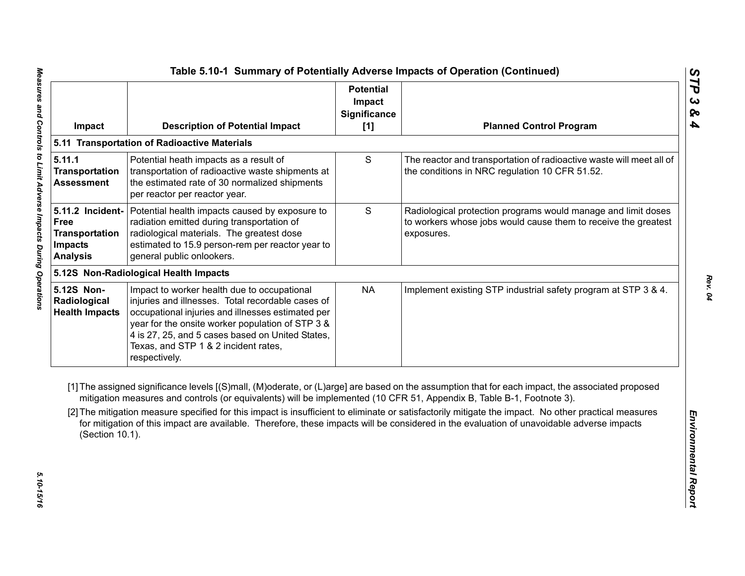## Table 5.10-1 Summary of Potentially Adverse Impacts of Operation (Continued)

| Impact | Description of Potential Impact | Potential Impact Significance [1] | Planned Control Program |
|---|---|---|---|
| **5.11 Transportation of Radioactive Materials** | | | |
| **5.11.1 Transportation Assessment** | Potential heath impacts as a result of transportation of radioactive waste shipments at the estimated rate of 30 normalized shipments per reactor per reactor year. | S | The reactor and transportation of radioactive waste will meet all of the conditions in NRC regulation 10 CFR 51.52. |
| **5.11.2 Incident-Free Transportation Impacts Analysis** | Potential health impacts caused by exposure to radiation emitted during transportation of radiological materials. The greatest dose estimated to 15.9 person-rem per reactor year to general public onlookers. | S | Radiological protection programs would manage and limit doses to workers whose jobs would cause them to receive the greatest exposures. |
| **5.12S Non-Radiological Health Impacts** | | | |
| **5.12S Non-Radiological Health Impacts** | Impact to worker health due to occupational injuries and illnesses. Total recordable cases of occupational injuries and illnesses estimated per year for the onsite worker population of STP 3 & 4 is 27, 25, and 5 cases based on United States, Texas, and STP 1 & 2 incident rates, respectively. | NA | Implement existing STP industrial safety program at STP 3 & 4. |

[1] The assigned significance levels [(S)mall, (M)oderate, or (L)arge] are based on the assumption that for each impact, the associated proposed mitigation measures and controls (or equivalents) will be implemented (10 CFR 51, Appendix B, Table B-1, Footnote 3).

[2] The mitigation measure specified for this impact is insufficient to eliminate or satisfactorily mitigate the impact. No other practical measures for mitigation of this impact are available. Therefore, these impacts will be considered in the evaluation of unavoidable adverse impacts (Section 10.1).